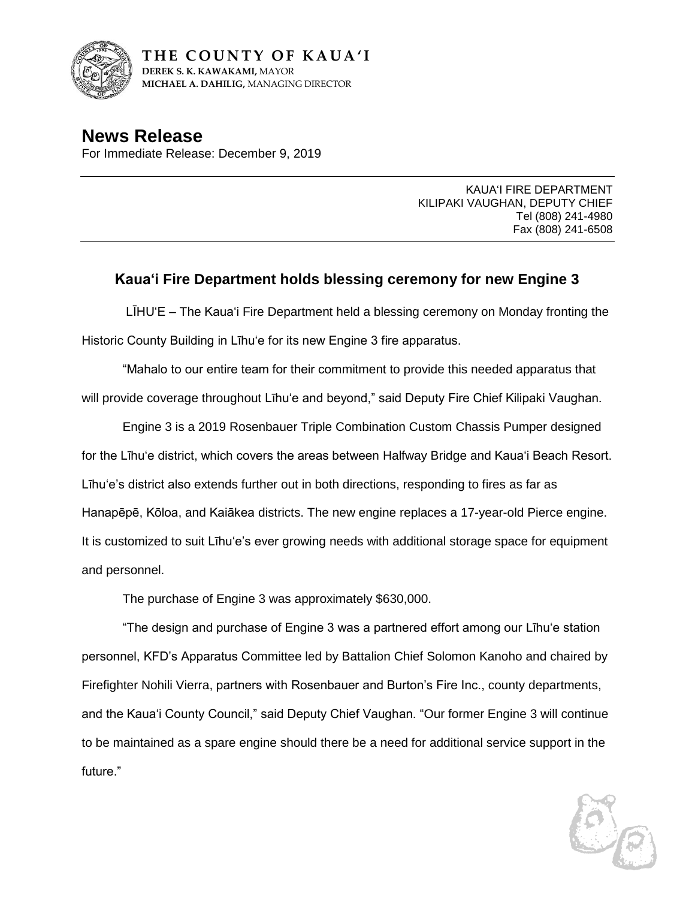**THE COUNTY OF KAUAʻI**
**DEREK S. K. KAWAKAMI,** MAYOR
**MICHAEL A. DAHILIG,** MANAGING DIRECTOR

# News Release

For Immediate Release: December 9, 2019

KAUAʻI FIRE DEPARTMENT
KILIPAKI VAUGHAN, DEPUTY CHIEF
Tel (808) 241-4980
Fax (808) 241-6508

## Kauaʻi Fire Department holds blessing ceremony for new Engine 3

LĪHUʻE – The Kauaʻi Fire Department held a blessing ceremony on Monday fronting the Historic County Building in Līhuʻe for its new Engine 3 fire apparatus.

"Mahalo to our entire team for their commitment to provide this needed apparatus that will provide coverage throughout Līhuʻe and beyond," said Deputy Fire Chief Kilipaki Vaughan.

Engine 3 is a 2019 Rosenbauer Triple Combination Custom Chassis Pumper designed for the Līhuʻe district, which covers the areas between Halfway Bridge and Kauaʻi Beach Resort. Līhuʻe's district also extends further out in both directions, responding to fires as far as Hanapēpē, Kōloa, and Kaiākea districts. The new engine replaces a 17-year-old Pierce engine. It is customized to suit Līhuʻe's ever growing needs with additional storage space for equipment and personnel.

The purchase of Engine 3 was approximately $630,000.

"The design and purchase of Engine 3 was a partnered effort among our Līhuʻe station personnel, KFD's Apparatus Committee led by Battalion Chief Solomon Kanoho and chaired by Firefighter Nohili Vierra, partners with Rosenbauer and Burton's Fire Inc., county departments, and the Kauaʻi County Council," said Deputy Chief Vaughan. "Our former Engine 3 will continue to be maintained as a spare engine should there be a need for additional service support in the future."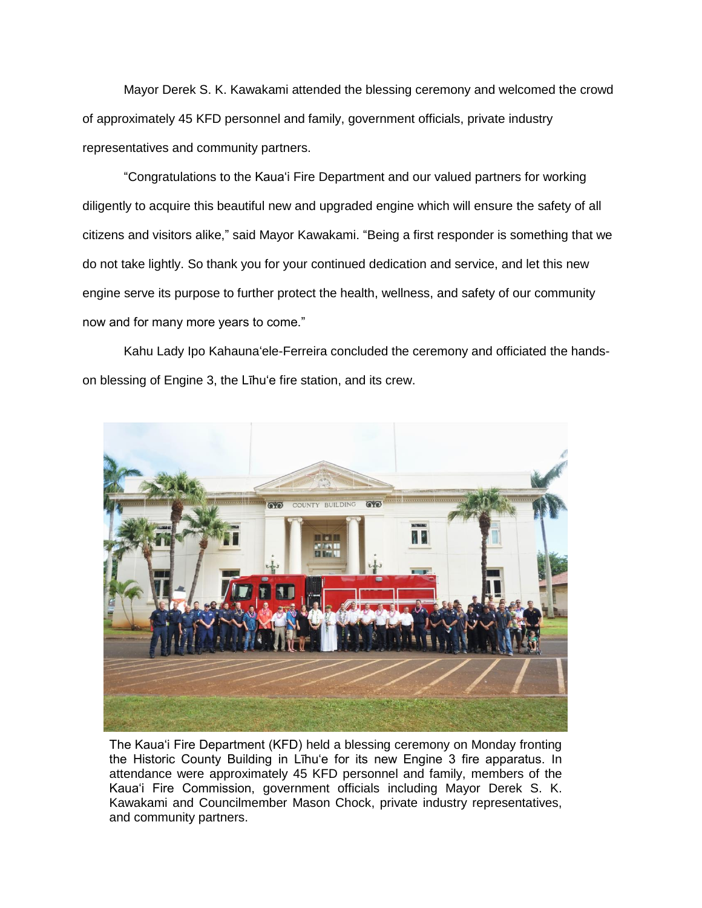Mayor Derek S. K. Kawakami attended the blessing ceremony and welcomed the crowd of approximately 45 KFD personnel and family, government officials, private industry representatives and community partners.

"Congratulations to the Kauaʻi Fire Department and our valued partners for working diligently to acquire this beautiful new and upgraded engine which will ensure the safety of all citizens and visitors alike," said Mayor Kawakami. "Being a first responder is something that we do not take lightly. So thank you for your continued dedication and service, and let this new engine serve its purpose to further protect the health, wellness, and safety of our community now and for many more years to come."

Kahu Lady Ipo Kahaunaʻele-Ferreira concluded the ceremony and officiated the hands-on blessing of Engine 3, the Līhuʻe fire station, and its crew.

The Kauaʻi Fire Department (KFD) held a blessing ceremony on Monday fronting the Historic County Building in Līhuʻe for its new Engine 3 fire apparatus. In attendance were approximately 45 KFD personnel and family, members of the Kauaʻi Fire Commission, government officials including Mayor Derek S. K. Kawakami and Councilmember Mason Chock, private industry representatives, and community partners.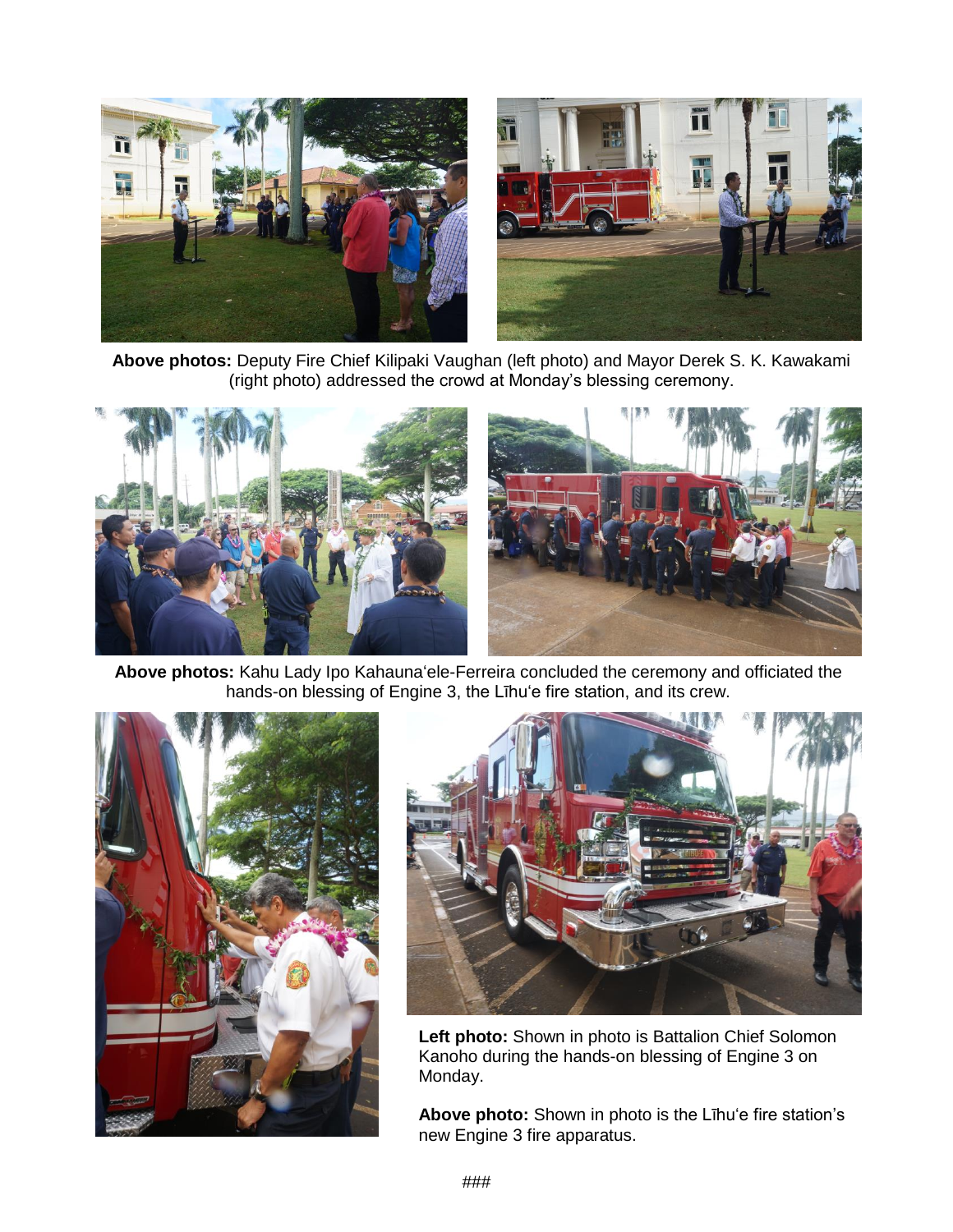**Above photos:** Deputy Fire Chief Kilipaki Vaughan (left photo) and Mayor Derek S. K. Kawakami (right photo) addressed the crowd at Monday's blessing ceremony.

**Above photos:** Kahu Lady Ipo Kahauna'ele-Ferreira concluded the ceremony and officiated the hands-on blessing of Engine 3, the Līhu'e fire station, and its crew.

**Left photo:** Shown in photo is Battalion Chief Solomon Kanoho during the hands-on blessing of Engine 3 on Monday.

**Above photo:** Shown in photo is the Līhu'e fire station's new Engine 3 fire apparatus.

###